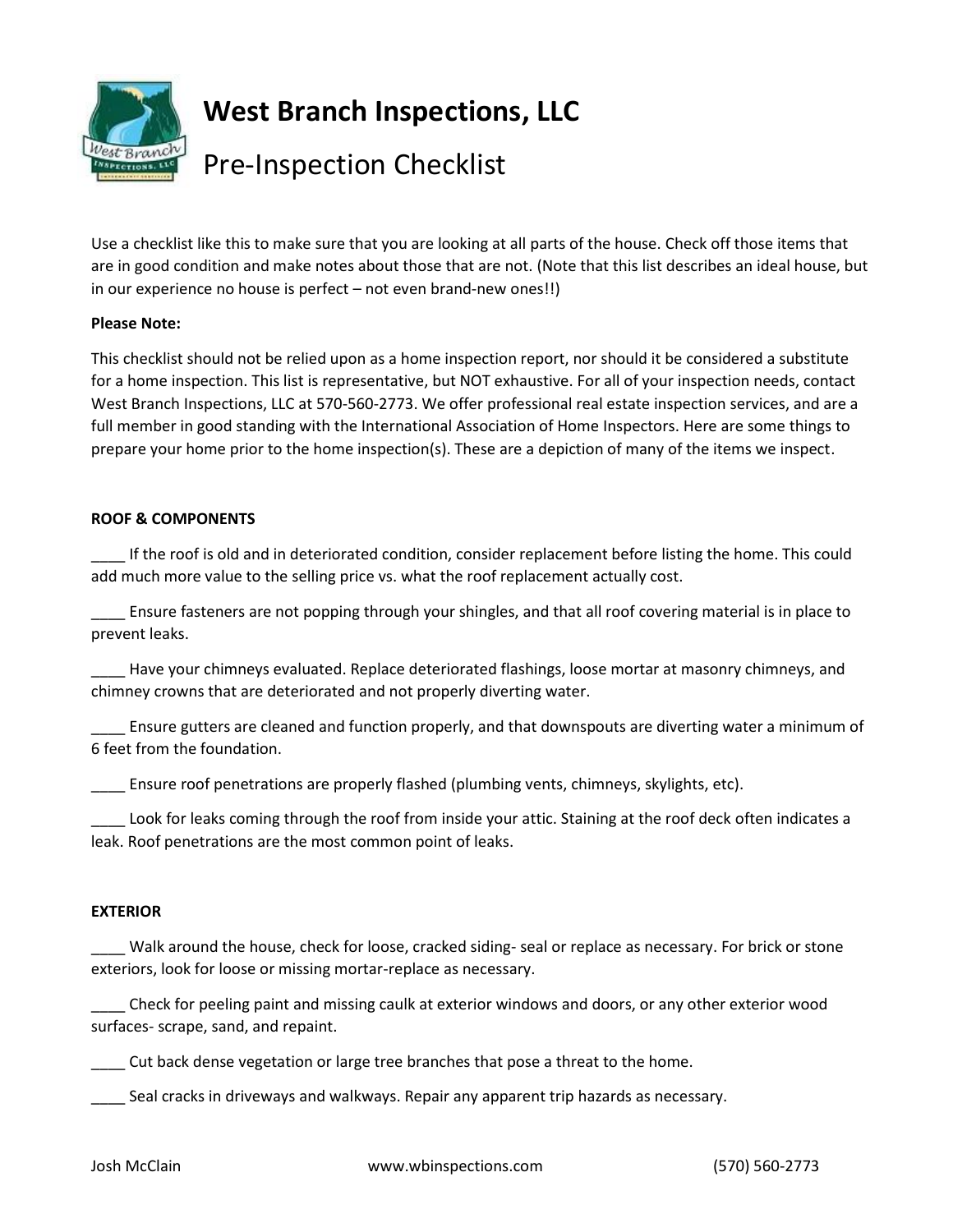# West Branch Inspections, LLC

## Pre-Inspection Checklist

Use a checklist like this to make sure that you are looking at all parts of the house. Check off those items that are in good condition and make notes about those that are not. (Note that this list describes an ideal house, but in our experience no house is perfect – not even brand-new ones!!)

**Please Note:**

This checklist should not be relied upon as a home inspection report, nor should it be considered a substitute for a home inspection. This list is representative, but NOT exhaustive. For all of your inspection needs, contact West Branch Inspections, LLC at 570-560-2773. We offer professional real estate inspection services, and are a full member in good standing with the International Association of Home Inspectors. Here are some things to prepare your home prior to the home inspection(s). These are a depiction of many of the items we inspect.

**ROOF & COMPONENTS**

____ If the roof is old and in deteriorated condition, consider replacement before listing the home. This could add much more value to the selling price vs. what the roof replacement actually cost.

____ Ensure fasteners are not popping through your shingles, and that all roof covering material is in place to prevent leaks.

____ Have your chimneys evaluated. Replace deteriorated flashings, loose mortar at masonry chimneys, and chimney crowns that are deteriorated and not properly diverting water.

____ Ensure gutters are cleaned and function properly, and that downspouts are diverting water a minimum of 6 feet from the foundation.

____ Ensure roof penetrations are properly flashed (plumbing vents, chimneys, skylights, etc).

____ Look for leaks coming through the roof from inside your attic. Staining at the roof deck often indicates a leak. Roof penetrations are the most common point of leaks.

**EXTERIOR**

____ Walk around the house, check for loose, cracked siding- seal or replace as necessary. For brick or stone exteriors, look for loose or missing mortar-replace as necessary.

____ Check for peeling paint and missing caulk at exterior windows and doors, or any other exterior wood surfaces- scrape, sand, and repaint.

____ Cut back dense vegetation or large tree branches that pose a threat to the home.

____ Seal cracks in driveways and walkways. Repair any apparent trip hazards as necessary.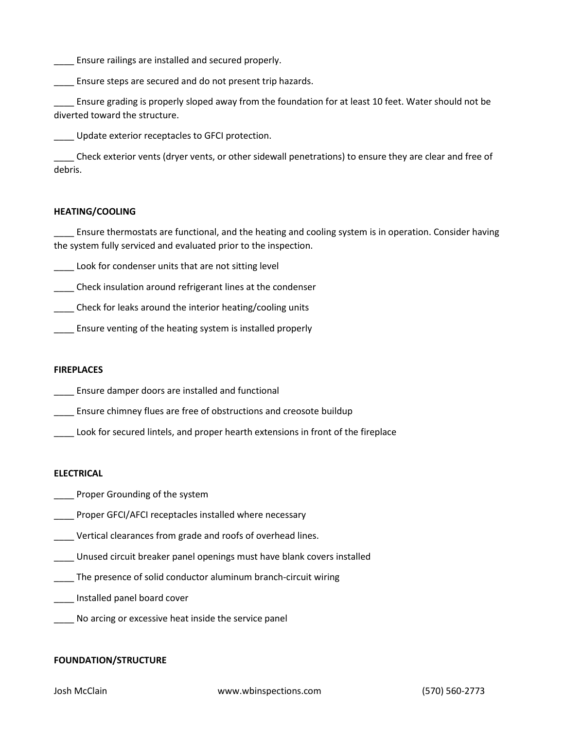____ Ensure railings are installed and secured properly.

____ Ensure steps are secured and do not present trip hazards.

____ Ensure grading is properly sloped away from the foundation for at least 10 feet. Water should not be diverted toward the structure.

____ Update exterior receptacles to GFCI protection.

____ Check exterior vents (dryer vents, or other sidewall penetrations) to ensure they are clear and free of debris.

**HEATING/COOLING**

____ Ensure thermostats are functional, and the heating and cooling system is in operation. Consider having the system fully serviced and evaluated prior to the inspection.

____ Look for condenser units that are not sitting level

____ Check insulation around refrigerant lines at the condenser

____ Check for leaks around the interior heating/cooling units

____ Ensure venting of the heating system is installed properly

**FIREPLACES**

____ Ensure damper doors are installed and functional

____ Ensure chimney flues are free of obstructions and creosote buildup

____ Look for secured lintels, and proper hearth extensions in front of the fireplace

**ELECTRICAL**

____ Proper Grounding of the system

____ Proper GFCI/AFCI receptacles installed where necessary

____ Vertical clearances from grade and roofs of overhead lines.

____ Unused circuit breaker panel openings must have blank covers installed

____ The presence of solid conductor aluminum branch-circuit wiring

____ Installed panel board cover

____ No arcing or excessive heat inside the service panel

**FOUNDATION/STRUCTURE**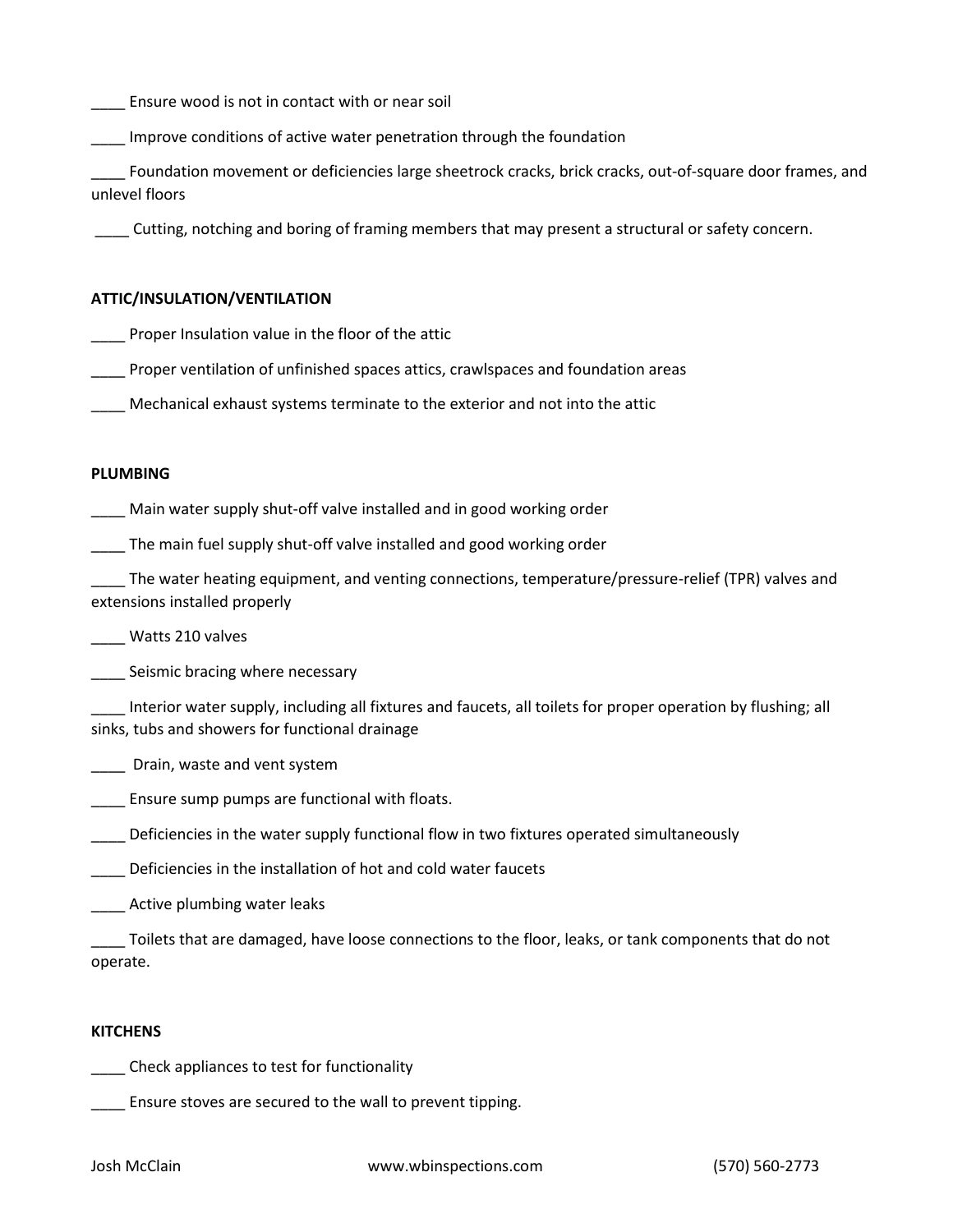____ Ensure wood is not in contact with or near soil

____ Improve conditions of active water penetration through the foundation

____ Foundation movement or deficiencies large sheetrock cracks, brick cracks, out-of-square door frames, and unlevel floors

____ Cutting, notching and boring of framing members that may present a structural or safety concern.

**ATTIC/INSULATION/VENTILATION**

____ Proper Insulation value in the floor of the attic

____ Proper ventilation of unfinished spaces attics, crawlspaces and foundation areas

____ Mechanical exhaust systems terminate to the exterior and not into the attic

**PLUMBING**

____ Main water supply shut-off valve installed and in good working order

____ The main fuel supply shut-off valve installed and good working order

____ The water heating equipment, and venting connections, temperature/pressure-relief (TPR) valves and extensions installed properly

____ Watts 210 valves

____ Seismic bracing where necessary

____ Interior water supply, including all fixtures and faucets, all toilets for proper operation by flushing; all sinks, tubs and showers for functional drainage

____ Drain, waste and vent system

____ Ensure sump pumps are functional with floats.

____ Deficiencies in the water supply functional flow in two fixtures operated simultaneously

____ Deficiencies in the installation of hot and cold water faucets

____ Active plumbing water leaks

____ Toilets that are damaged, have loose connections to the floor, leaks, or tank components that do not operate.

**KITCHENS**

____ Check appliances to test for functionality

____ Ensure stoves are secured to the wall to prevent tipping.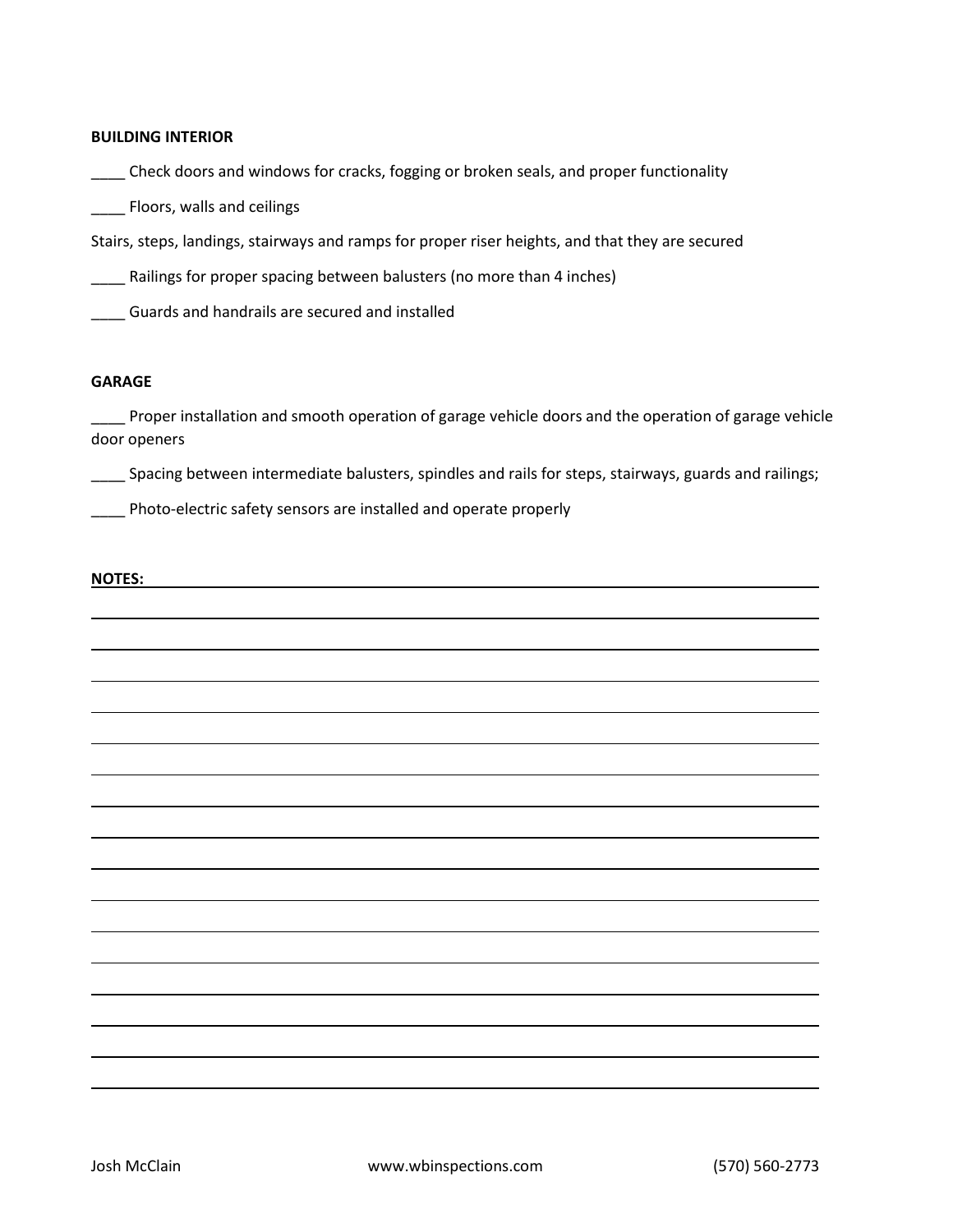**BUILDING INTERIOR**

____ Check doors and windows for cracks, fogging or broken seals, and proper functionality

____ Floors, walls and ceilings

Stairs, steps, landings, stairways and ramps for proper riser heights, and that they are secured

____ Railings for proper spacing between balusters (no more than 4 inches)

____ Guards and handrails are secured and installed

**GARAGE**

____ Proper installation and smooth operation of garage vehicle doors and the operation of garage vehicle door openers

____ Spacing between intermediate balusters, spindles and rails for steps, stairways, guards and railings;

____ Photo-electric safety sensors are installed and operate properly

**NOTES:** ______________________________________________________________________________

______________________________________________________________________________

______________________________________________________________________________

______________________________________________________________________________

______________________________________________________________________________

______________________________________________________________________________

______________________________________________________________________________

______________________________________________________________________________

______________________________________________________________________________

______________________________________________________________________________

______________________________________________________________________________

______________________________________________________________________________

______________________________________________________________________________

______________________________________________________________________________

______________________________________________________________________________

______________________________________________________________________________

______________________________________________________________________________

Josh McClain www.wbinspections.com (570) 560-2773